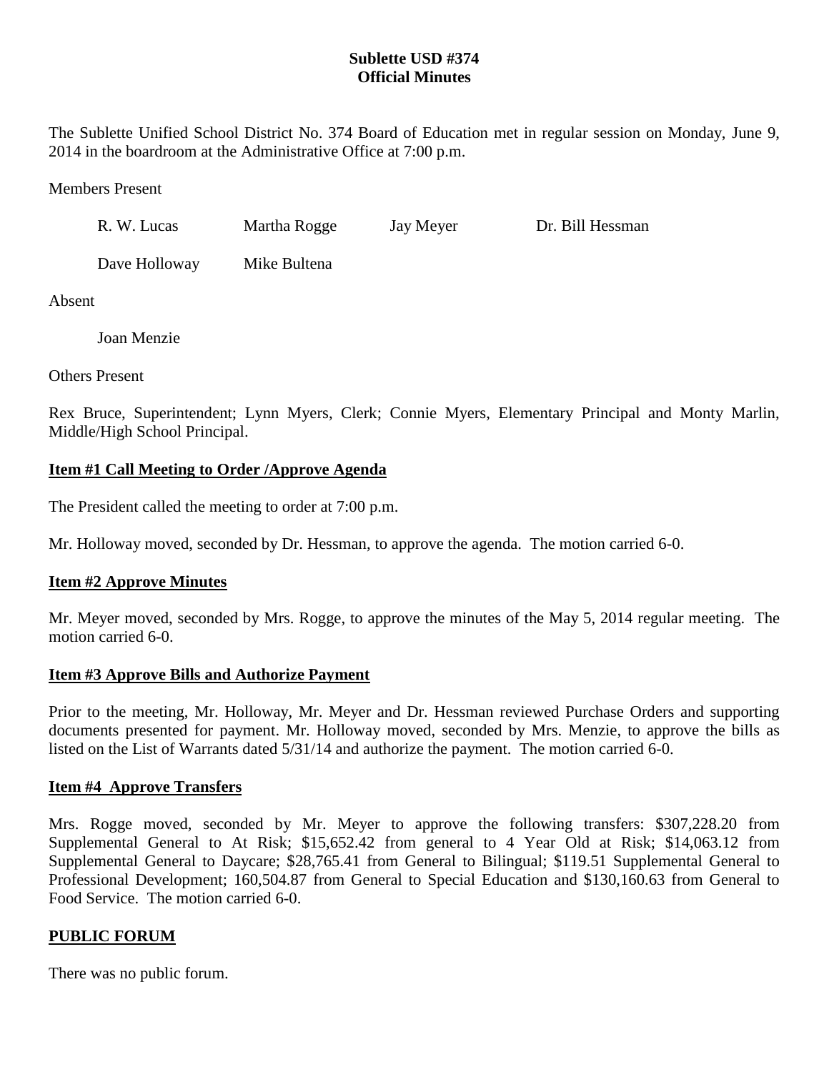**Sublette USD #374**
**Official Minutes**

The Sublette Unified School District No. 374 Board of Education met in regular session on Monday, June 9, 2014 in the boardroom at the Administrative Office at 7:00 p.m.

Members Present

R. W. Lucas    Martha Rogge    Jay Meyer    Dr. Bill Hessman

Dave Holloway    Mike Bultena

Absent

Joan Menzie

Others Present

Rex Bruce, Superintendent; Lynn Myers, Clerk; Connie Myers, Elementary Principal and Monty Marlin, Middle/High School Principal.

**Item #1 Call Meeting to Order /Approve Agenda**

The President called the meeting to order at 7:00 p.m.

Mr. Holloway moved, seconded by Dr. Hessman, to approve the agenda. The motion carried 6-0.

**Item #2 Approve Minutes**

Mr. Meyer moved, seconded by Mrs. Rogge, to approve the minutes of the May 5, 2014 regular meeting. The motion carried 6-0.

**Item #3 Approve Bills and Authorize Payment**

Prior to the meeting, Mr. Holloway, Mr. Meyer and Dr. Hessman reviewed Purchase Orders and supporting documents presented for payment. Mr. Holloway moved, seconded by Mrs. Menzie, to approve the bills as listed on the List of Warrants dated 5/31/14 and authorize the payment. The motion carried 6-0.

**Item #4 Approve Transfers**

Mrs. Rogge moved, seconded by Mr. Meyer to approve the following transfers: $307,228.20 from Supplemental General to At Risk; $15,652.42 from general to 4 Year Old at Risk; $14,063.12 from Supplemental General to Daycare; $28,765.41 from General to Bilingual; $119.51 Supplemental General to Professional Development; 160,504.87 from General to Special Education and $130,160.63 from General to Food Service. The motion carried 6-0.

**PUBLIC FORUM**

There was no public forum.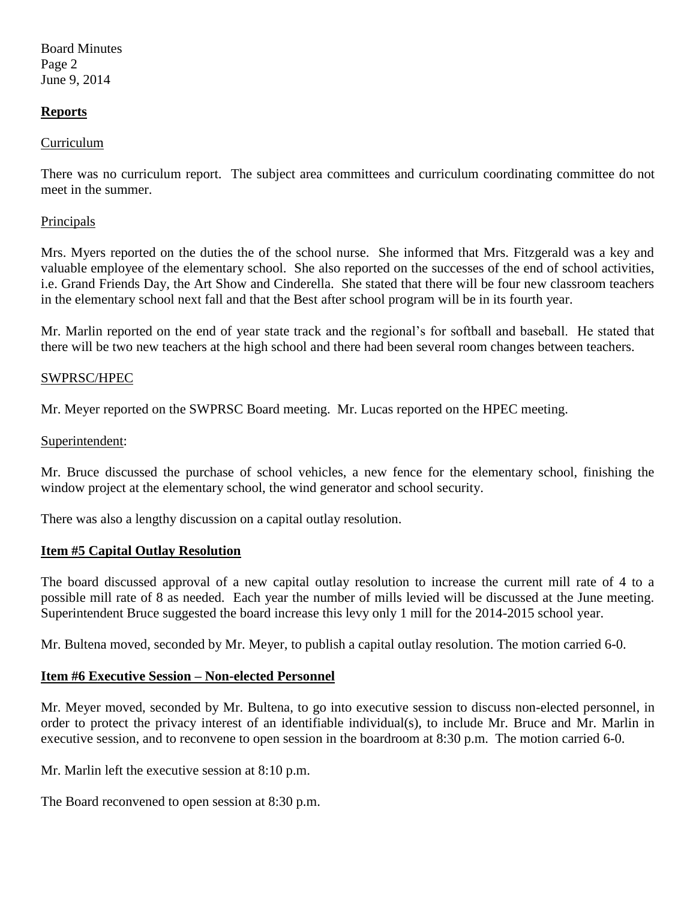## Reports

Curriculum

There was no curriculum report. The subject area committees and curriculum coordinating committee do not meet in the summer.

Principals

Mrs. Myers reported on the duties the of the school nurse. She informed that Mrs. Fitzgerald was a key and valuable employee of the elementary school. She also reported on the successes of the end of school activities, i.e. Grand Friends Day, the Art Show and Cinderella. She stated that there will be four new classroom teachers in the elementary school next fall and that the Best after school program will be in its fourth year.

Mr. Marlin reported on the end of year state track and the regional's for softball and baseball. He stated that there will be two new teachers at the high school and there had been several room changes between teachers.

SWPRSC/HPEC

Mr. Meyer reported on the SWPRSC Board meeting. Mr. Lucas reported on the HPEC meeting.

Superintendent:

Mr. Bruce discussed the purchase of school vehicles, a new fence for the elementary school, finishing the window project at the elementary school, the wind generator and school security.

There was also a lengthy discussion on a capital outlay resolution.

## Item #5 Capital Outlay Resolution

The board discussed approval of a new capital outlay resolution to increase the current mill rate of 4 to a possible mill rate of 8 as needed. Each year the number of mills levied will be discussed at the June meeting. Superintendent Bruce suggested the board increase this levy only 1 mill for the 2014-2015 school year.

Mr. Bultena moved, seconded by Mr. Meyer, to publish a capital outlay resolution. The motion carried 6-0.

## Item #6 Executive Session – Non-elected Personnel

Mr. Meyer moved, seconded by Mr. Bultena, to go into executive session to discuss non-elected personnel, in order to protect the privacy interest of an identifiable individual(s), to include Mr. Bruce and Mr. Marlin in executive session, and to reconvene to open session in the boardroom at 8:30 p.m. The motion carried 6-0.

Mr. Marlin left the executive session at 8:10 p.m.

The Board reconvened to open session at 8:30 p.m.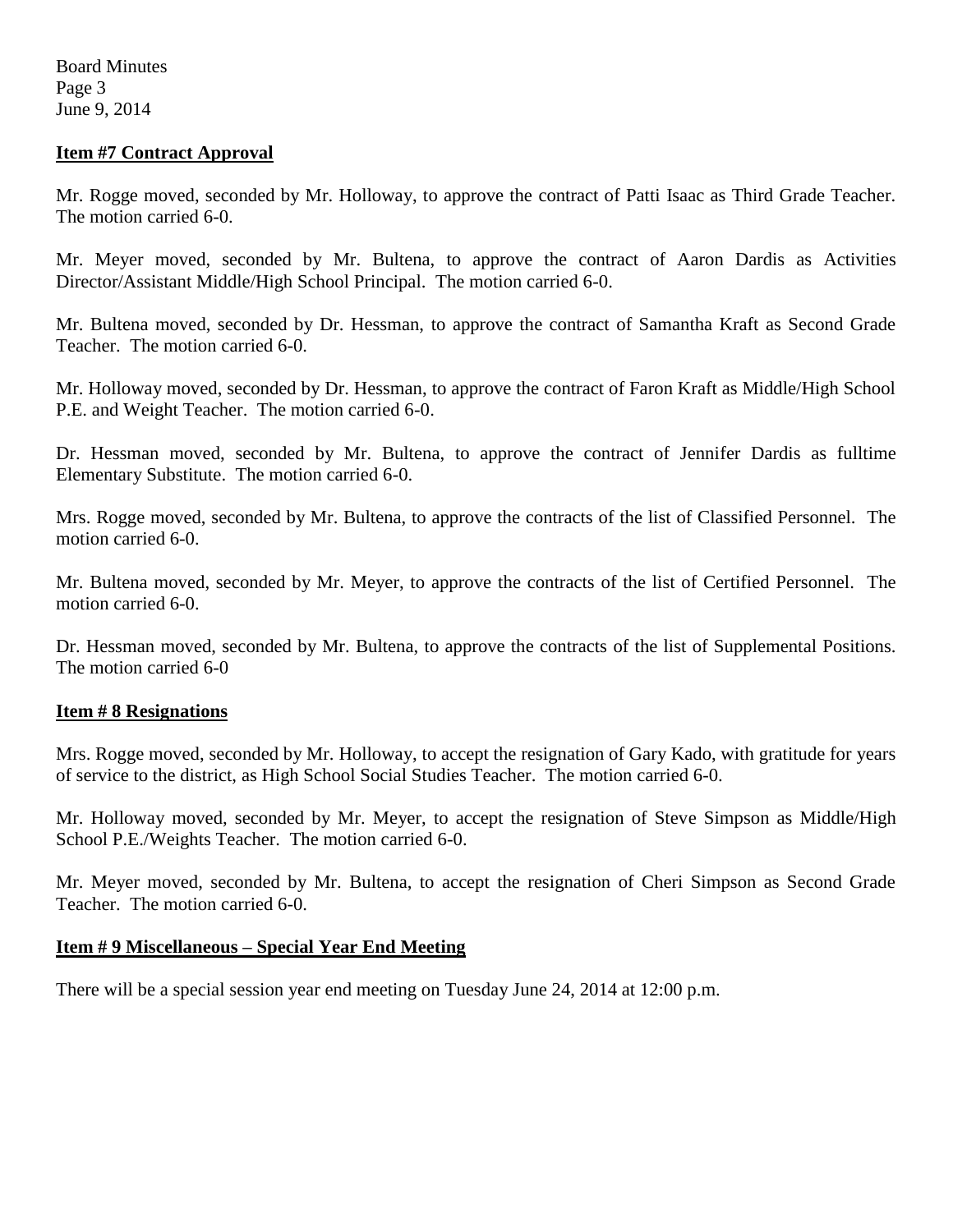**Item #7 Contract Approval**

Mr. Rogge moved, seconded by Mr. Holloway, to approve the contract of Patti Isaac as Third Grade Teacher. The motion carried 6-0.

Mr. Meyer moved, seconded by Mr. Bultena, to approve the contract of Aaron Dardis as Activities Director/Assistant Middle/High School Principal. The motion carried 6-0.

Mr. Bultena moved, seconded by Dr. Hessman, to approve the contract of Samantha Kraft as Second Grade Teacher. The motion carried 6-0.

Mr. Holloway moved, seconded by Dr. Hessman, to approve the contract of Faron Kraft as Middle/High School P.E. and Weight Teacher. The motion carried 6-0.

Dr. Hessman moved, seconded by Mr. Bultena, to approve the contract of Jennifer Dardis as fulltime Elementary Substitute. The motion carried 6-0.

Mrs. Rogge moved, seconded by Mr. Bultena, to approve the contracts of the list of Classified Personnel. The motion carried 6-0.

Mr. Bultena moved, seconded by Mr. Meyer, to approve the contracts of the list of Certified Personnel. The motion carried 6-0.

Dr. Hessman moved, seconded by Mr. Bultena, to approve the contracts of the list of Supplemental Positions. The motion carried 6-0

**Item # 8 Resignations**

Mrs. Rogge moved, seconded by Mr. Holloway, to accept the resignation of Gary Kado, with gratitude for years of service to the district, as High School Social Studies Teacher. The motion carried 6-0.

Mr. Holloway moved, seconded by Mr. Meyer, to accept the resignation of Steve Simpson as Middle/High School P.E./Weights Teacher. The motion carried 6-0.

Mr. Meyer moved, seconded by Mr. Bultena, to accept the resignation of Cheri Simpson as Second Grade Teacher. The motion carried 6-0.

**Item # 9 Miscellaneous – Special Year End Meeting**

There will be a special session year end meeting on Tuesday June 24, 2014 at 12:00 p.m.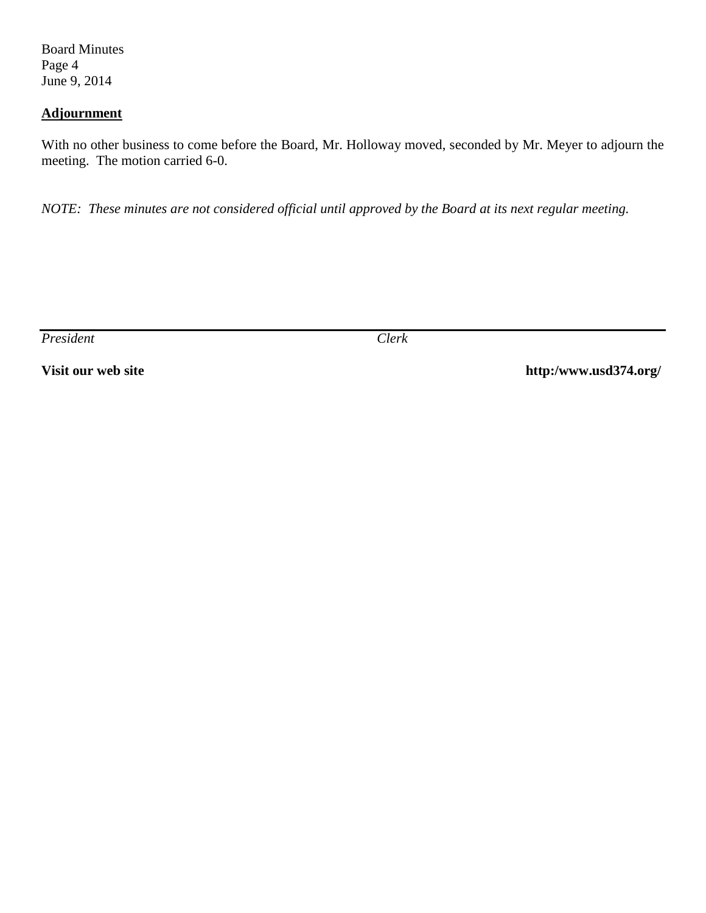## Adjournment

With no other business to come before the Board, Mr. Holloway moved, seconded by Mr. Meyer to adjourn the meeting. The motion carried 6-0.

*NOTE: These minutes are not considered official until approved by the Board at its next regular meeting.*

*President* *Clerk*

**Visit our web site** **http:/www.usd374.org/**